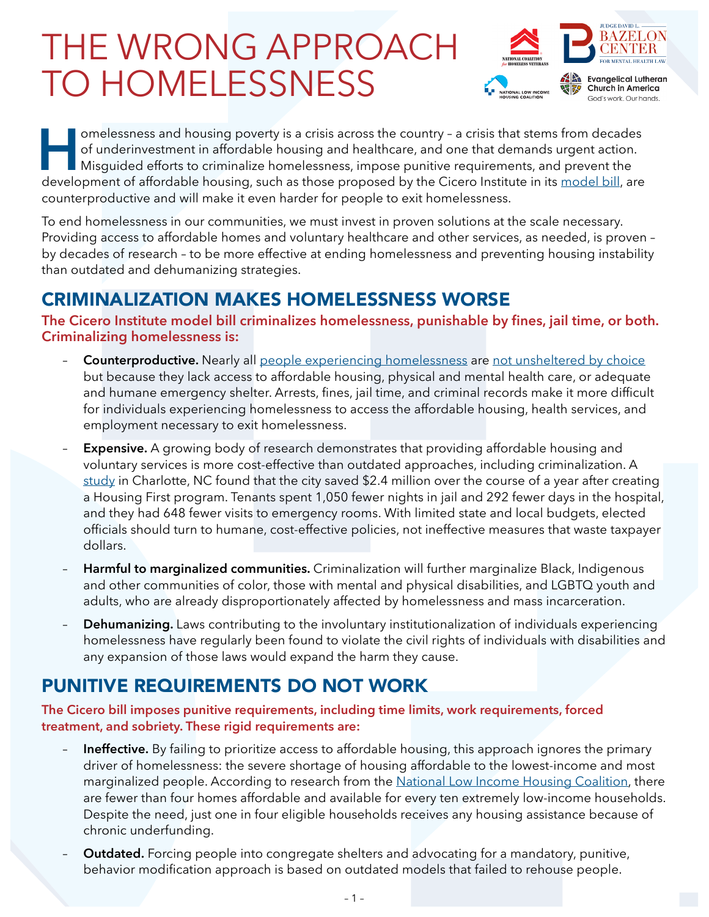# THE WRONG APPROACH TO HOMELESSNESS

Homelessness and housing poverty is a crisis across the country – a crisis that stems from decades of underinvestment in affordable housing and healthcare, and one that demands urgent action. Misguided efforts to criminalize homelessness, impose punitive requirements, and prevent the development of affordable housing, such as those proposed by the Cicero Institute in its [model bill](), are counterproductive and will make it even harder for people to exit homelessness.

To end homelessness in our communities, we must invest in proven solutions at the scale necessary. Providing access to affordable homes and voluntary healthcare and other services, as needed, is proven – by decades of research – to be more effective at ending homelessness and preventing housing instability than outdated and dehumanizing strategies.

## CRIMINALIZATION MAKES HOMELESSNESS WORSE

**The Cicero Institute model bill criminalizes homelessness, punishable by fines, jail time, or both. Criminalizing homelessness is:**

- **Counterproductive.** Nearly all [people experiencing homelessness]() are [not unsheltered by choice]() but because they lack access to affordable housing, physical and mental health care, or adequate and humane emergency shelter. Arrests, fines, jail time, and criminal records make it more difficult for individuals experiencing homelessness to access the affordable housing, health services, and employment necessary to exit homelessness.
- **Expensive.** A growing body of research demonstrates that providing affordable housing and voluntary services is more cost-effective than outdated approaches, including criminalization. A [study]() in Charlotte, NC found that the city saved $2.4 million over the course of a year after creating a Housing First program. Tenants spent 1,050 fewer nights in jail and 292 fewer days in the hospital, and they had 648 fewer visits to emergency rooms. With limited state and local budgets, elected officials should turn to humane, cost-effective policies, not ineffective measures that waste taxpayer dollars.
- **Harmful to marginalized communities.** Criminalization will further marginalize Black, Indigenous and other communities of color, those with mental and physical disabilities, and LGBTQ youth and adults, who are already disproportionately affected by homelessness and mass incarceration.
- **Dehumanizing.** Laws contributing to the involuntary institutionalization of individuals experiencing homelessness have regularly been found to violate the civil rights of individuals with disabilities and any expansion of those laws would expand the harm they cause.

## PUNITIVE REQUIREMENTS DO NOT WORK

**The Cicero bill imposes punitive requirements, including time limits, work requirements, forced treatment, and sobriety. These rigid requirements are:**

- **Ineffective.** By failing to prioritize access to affordable housing, this approach ignores the primary driver of homelessness: the severe shortage of housing affordable to the lowest-income and most marginalized people. According to research from the [National Low Income Housing Coalition](), there are fewer than four homes affordable and available for every ten extremely low-income households. Despite the need, just one in four eligible households receives any housing assistance because of chronic underfunding.
- **Outdated.** Forcing people into congregate shelters and advocating for a mandatory, punitive, behavior modification approach is based on outdated models that failed to rehouse people.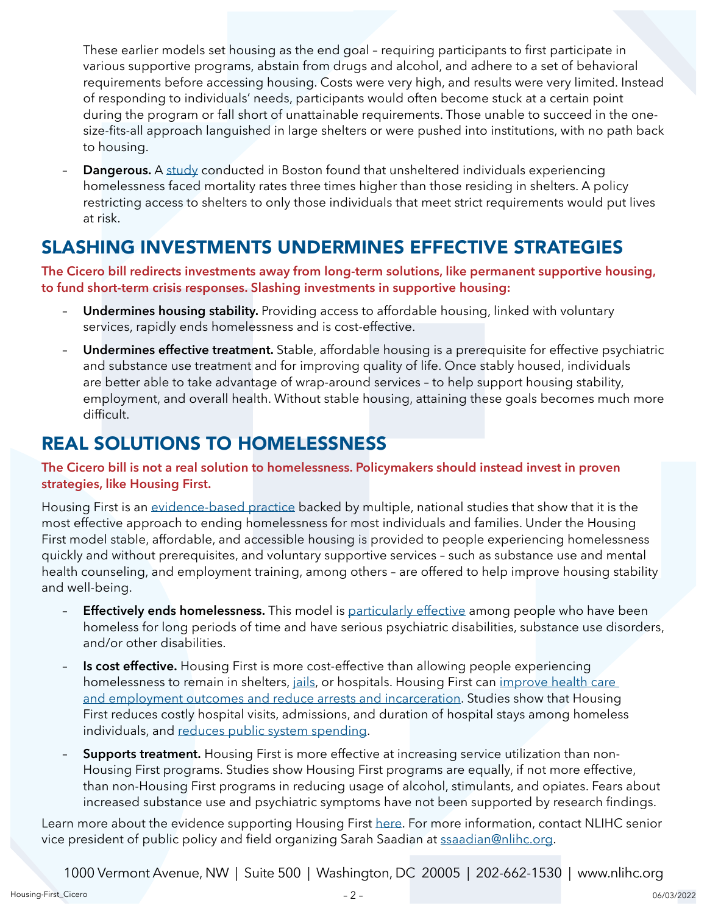These earlier models set housing as the end goal – requiring participants to first participate in various supportive programs, abstain from drugs and alcohol, and adhere to a set of behavioral requirements before accessing housing. Costs were very high, and results were very limited. Instead of responding to individuals' needs, participants would often become stuck at a certain point during the program or fall short of unattainable requirements. Those unable to succeed in the one-size-fits-all approach languished in large shelters or were pushed into institutions, with no path back to housing.

- **Dangerous.** A study conducted in Boston found that unsheltered individuals experiencing homelessness faced mortality rates three times higher than those residing in shelters. A policy restricting access to shelters to only those individuals that meet strict requirements would put lives at risk.

## SLASHING INVESTMENTS UNDERMINES EFFECTIVE STRATEGIES

**The Cicero bill redirects investments away from long-term solutions, like permanent supportive housing, to fund short-term crisis responses. Slashing investments in supportive housing:**

- **Undermines housing stability.** Providing access to affordable housing, linked with voluntary services, rapidly ends homelessness and is cost-effective.
- **Undermines effective treatment.** Stable, affordable housing is a prerequisite for effective psychiatric and substance use treatment and for improving quality of life. Once stably housed, individuals are better able to take advantage of wrap-around services – to help support housing stability, employment, and overall health. Without stable housing, attaining these goals becomes much more difficult.

## REAL SOLUTIONS TO HOMELESSNESS

**The Cicero bill is not a real solution to homelessness. Policymakers should instead invest in proven strategies, like Housing First.**

Housing First is an evidence-based practice backed by multiple, national studies that show that it is the most effective approach to ending homelessness for most individuals and families. Under the Housing First model stable, affordable, and accessible housing is provided to people experiencing homelessness quickly and without prerequisites, and voluntary supportive services – such as substance use and mental health counseling, and employment training, among others – are offered to help improve housing stability and well-being.

- **Effectively ends homelessness.** This model is particularly effective among people who have been homeless for long periods of time and have serious psychiatric disabilities, substance use disorders, and/or other disabilities.
- **Is cost effective.** Housing First is more cost-effective than allowing people experiencing homelessness to remain in shelters, jails, or hospitals. Housing First can improve health care and employment outcomes and reduce arrests and incarceration. Studies show that Housing First reduces costly hospital visits, admissions, and duration of hospital stays among homeless individuals, and reduces public system spending.
- **Supports treatment.** Housing First is more effective at increasing service utilization than non-Housing First programs. Studies show Housing First programs are equally, if not more effective, than non-Housing First programs in reducing usage of alcohol, stimulants, and opiates. Fears about increased substance use and psychiatric symptoms have not been supported by research findings.

Learn more about the evidence supporting Housing First here. For more information, contact NLIHC senior vice president of public policy and field organizing Sarah Saadian at ssaadian@nlihc.org.

1000 Vermont Avenue, NW | Suite 500 | Washington, DC 20005 | 202-662-1530 | www.nlihc.org